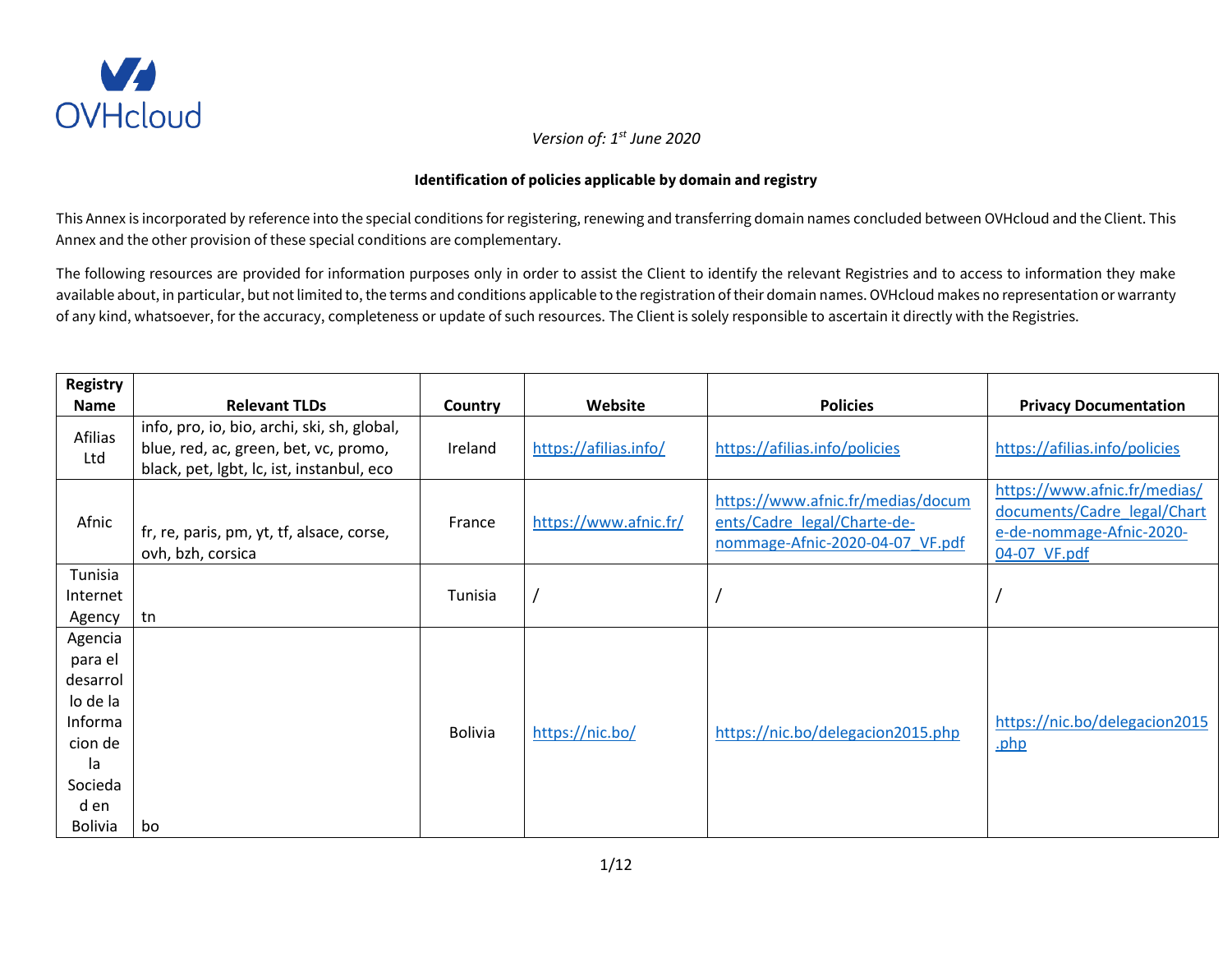*Version of: 1st June 2020*

**Identification of policies applicable by domain and registry**

This Annex is incorporated by reference into the special conditions for registering, renewing and transferring domain names concluded between OVHcloud and the Client. This Annex and the other provision of these special conditions are complementary.

The following resources are provided for information purposes only in order to assist the Client to identify the relevant Registries and to access to information they make available about, in particular, but not limited to, the terms and conditions applicable to the registration of their domain names. OVHcloud makes no representation or warranty of any kind, whatsoever, for the accuracy, completeness or update of such resources. The Client is solely responsible to ascertain it directly with the Registries.

| Registry Name | Relevant TLDs | Country | Website | Policies | Privacy Documentation |
|---|---|---|---|---|---|
| Afilias Ltd | info, pro, io, bio, archi, ski, sh, global, blue, red, ac, green, bet, vc, promo, black, pet, lgbt, lc, ist, instanbul, eco | Ireland | https://afilias.info/ | https://afilias.info/policies | https://afilias.info/policies |
| Afnic | fr, re, paris, pm, yt, tf, alsace, corse, ovh, bzh, corsica | France | https://www.afnic.fr/ | https://www.afnic.fr/medias/documents/Cadre_legal/Charte-de-nommage-Afnic-2020-04-07_VF.pdf | https://www.afnic.fr/medias/documents/Cadre_legal/Charte-de-nommage-Afnic-2020-04-07_VF.pdf |
| Tunisia Internet Agency | tn | Tunisia | / | / | / |
| Agencia para el desarrollo de la Informacion de la Sociedad en Bolivia | bo | Bolivia | https://nic.bo/ | https://nic.bo/delegacion2015.php | https://nic.bo/delegacion2015.php |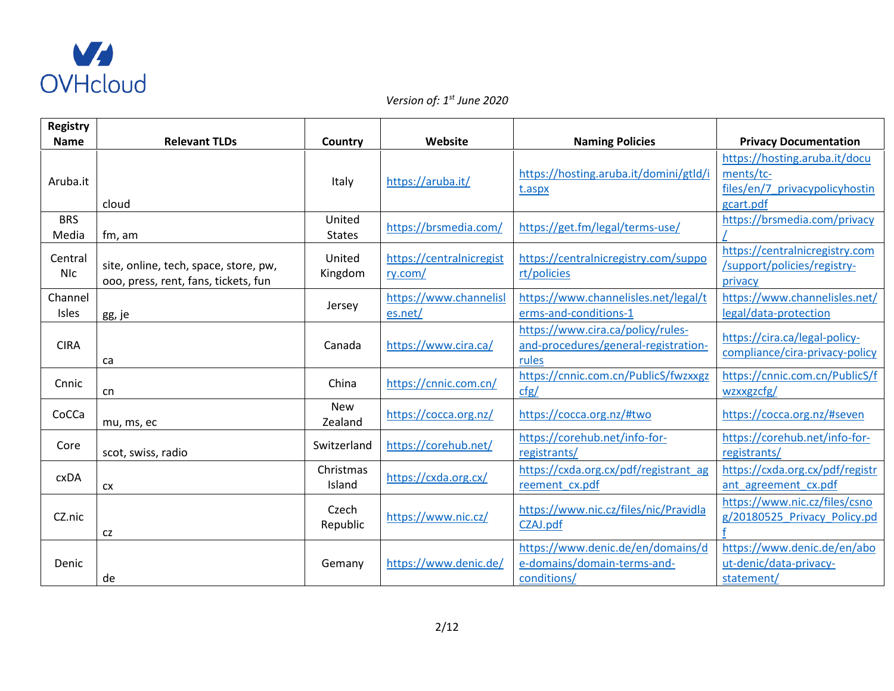*Version of: 1st June 2020*

| Registry Name | Relevant TLDs | Country | Website | Naming Policies | Privacy Documentation |
|---|---|---|---|---|---|
| Aruba.it | cloud | Italy | https://aruba.it/ | https://hosting.aruba.it/domini/gtld/it.aspx | https://hosting.aruba.it/documents/tc-files/en/7_privacypolicyhostingcart.pdf |
| BRS Media | fm, am | United States | https://brsmedia.com/ | https://get.fm/legal/terms-use/ | https://brsmedia.com/privacy/ |
| Central NIc | site, online, tech, space, store, pw, ooo, press, rent, fans, tickets, fun | United Kingdom | https://centralnicregistry.com/ | https://centralnicregistry.com/support/policies | https://centralnicregistry.com/support/policies/registry-privacy |
| Channel Isles | gg, je | Jersey | https://www.channelisles.net/ | https://www.channelisles.net/legal/terms-and-conditions-1 | https://www.channelisles.net/legal/data-protection |
| CIRA | ca | Canada | https://www.cira.ca/ | https://www.cira.ca/policy/rules-and-procedures/general-registration-rules | https://cira.ca/legal-policy-compliance/cira-privacy-policy |
| Cnnic | cn | China | https://cnnic.com.cn/ | https://cnnic.com.cn/PublicS/fwzxxgzcfg/ | https://cnnic.com.cn/PublicS/fwzxxgzcfg/ |
| CoCCa | mu, ms, ec | New Zealand | https://cocca.org.nz/ | https://cocca.org.nz/#two | https://cocca.org.nz/#seven |
| Core | scot, swiss, radio | Switzerland | https://corehub.net/ | https://corehub.net/info-for-registrants/ | https://corehub.net/info-for-registrants/ |
| cxDA | cx | Christmas Island | https://cxda.org.cx/ | https://cxda.org.cx/pdf/registrant_agreement_cx.pdf | https://cxda.org.cx/pdf/registrant_agreement_cx.pdf |
| CZ.nic | cz | Czech Republic | https://www.nic.cz/ | https://www.nic.cz/files/nic/PravidlaCZAJ.pdf | https://www.nic.cz/files/csnog/20180525_Privacy_Policy.pdf |
| Denic | de | Gemany | https://www.denic.de/ | https://www.denic.de/en/domains/de-domains/domain-terms-and-conditions/ | https://www.denic.de/en/about-denic/data-privacy-statement/ |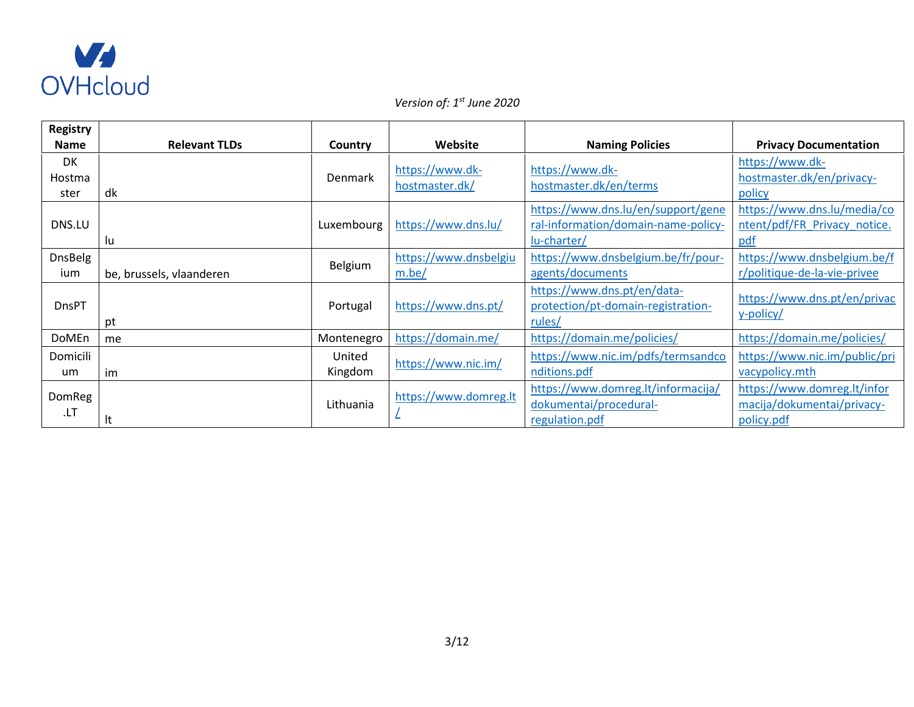OVHcloud

*Version of: 1st June 2020*

| Registry Name | Relevant TLDs | Country | Website | Naming Policies | Privacy Documentation |
|---|---|---|---|---|---|
| DK Hostmaster | dk | Denmark | https://www.dk-hostmaster.dk/ | https://www.dk-hostmaster.dk/en/terms | https://www.dk-hostmaster.dk/en/privacy-policy |
| DNS.LU | lu | Luxembourg | https://www.dns.lu/ | https://www.dns.lu/en/support/general-information/domain-name-policy-lu-charter/ | https://www.dns.lu/media/content/pdf/FR_Privacy_notice.pdf |
| DnsBelgium | be, brussels, vlaanderen | Belgium | https://www.dnsbelgium.be/ | https://www.dnsbelgium.be/fr/pour-agents/documents | https://www.dnsbelgium.be/fr/politique-de-la-vie-privee |
| DnsPT | pt | Portugal | https://www.dns.pt/ | https://www.dns.pt/en/data-protection/pt-domain-registration-rules/ | https://www.dns.pt/en/privacy-policy/ |
| DoMEn | me | Montenegro | https://domain.me/ | https://domain.me/policies/ | https://domain.me/policies/ |
| Domicilium | im | United Kingdom | https://www.nic.im/ | https://www.nic.im/pdfs/termsandconditions.pdf | https://www.nic.im/public/privacypolicy.mth |
| DomReg.LT | lt | Lithuania | https://www.domreg.lt/ | https://www.domreg.lt/informacija/dokumentai/procedural-regulation.pdf | https://www.domreg.lt/informacija/dokumentai/privacy-policy.pdf |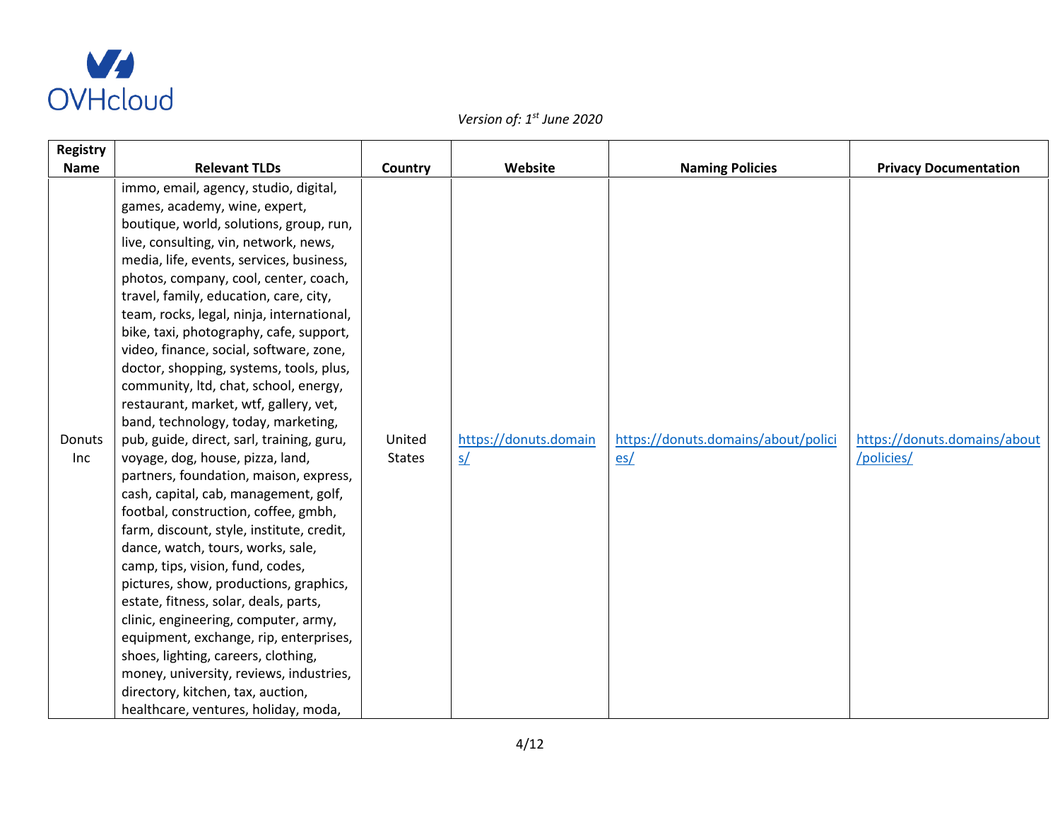*Version of: 1st June 2020*

| Registry Name | Relevant TLDs | Country | Website | Naming Policies | Privacy Documentation |
|---|---|---|---|---|---|
| Donuts Inc | immo, email, agency, studio, digital, games, academy, wine, expert, boutique, world, solutions, group, run, live, consulting, vin, network, news, media, life, events, services, business, photos, company, cool, center, coach, travel, family, education, care, city, team, rocks, legal, ninja, international, bike, taxi, photography, cafe, support, video, finance, social, software, zone, doctor, shopping, systems, tools, plus, community, ltd, chat, school, energy, restaurant, market, wtf, gallery, vet, band, technology, today, marketing, pub, guide, direct, sarl, training, guru, voyage, dog, house, pizza, land, partners, foundation, maison, express, cash, capital, cab, management, golf, footbal, construction, coffee, gmbh, farm, discount, style, institute, credit, dance, watch, tours, works, sale, camp, tips, vision, fund, codes, pictures, show, productions, graphics, estate, fitness, solar, deals, parts, clinic, engineering, computer, army, equipment, exchange, rip, enterprises, shoes, lighting, careers, clothing, money, university, reviews, industries, directory, kitchen, tax, auction, healthcare, ventures, holiday, moda, | United States | https://donuts.domains/ | https://donuts.domains/about/policies/ | https://donuts.domains/about/policies/ |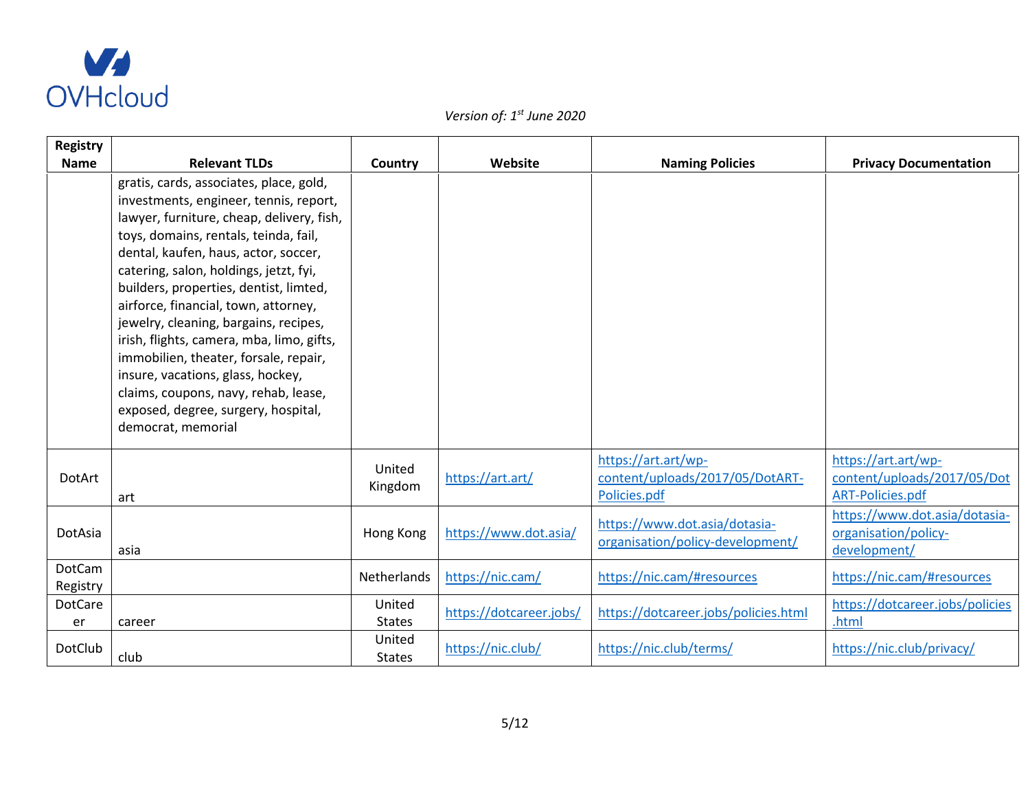*Version of: 1st June 2020*

| Registry Name | Relevant TLDs | Country | Website | Naming Policies | Privacy Documentation |
|---|---|---|---|---|---|
| | gratis, cards, associates, place, gold, investments, engineer, tennis, report, lawyer, furniture, cheap, delivery, fish, toys, domains, rentals, teinda, fail, dental, kaufen, haus, actor, soccer, catering, salon, holdings, jetzt, fyi, builders, properties, dentist, limted, airforce, financial, town, attorney, jewelry, cleaning, bargains, recipes, irish, flights, camera, mba, limo, gifts, immobilien, theater, forsale, repair, insure, vacations, glass, hockey, claims, coupons, navy, rehab, lease, exposed, degree, surgery, hospital, democrat, memorial | | | | |
| DotArt | art | United Kingdom | https://art.art/ | https://art.art/wp-content/uploads/2017/05/DotART-Policies.pdf | https://art.art/wp-content/uploads/2017/05/DotART-Policies.pdf |
| DotAsia | asia | Hong Kong | https://www.dot.asia/ | https://www.dot.asia/dotasia-organisation/policy-development/ | https://www.dot.asia/dotasia-organisation/policy-development/ |
| DotCam Registry | | Netherlands | https://nic.cam/ | https://nic.cam/#resources | https://nic.cam/#resources |
| DotCareer | career | United States | https://dotcareer.jobs/ | https://dotcareer.jobs/policies.html | https://dotcareer.jobs/policies.html |
| DotClub | club | United States | https://nic.club/ | https://nic.club/terms/ | https://nic.club/privacy/ |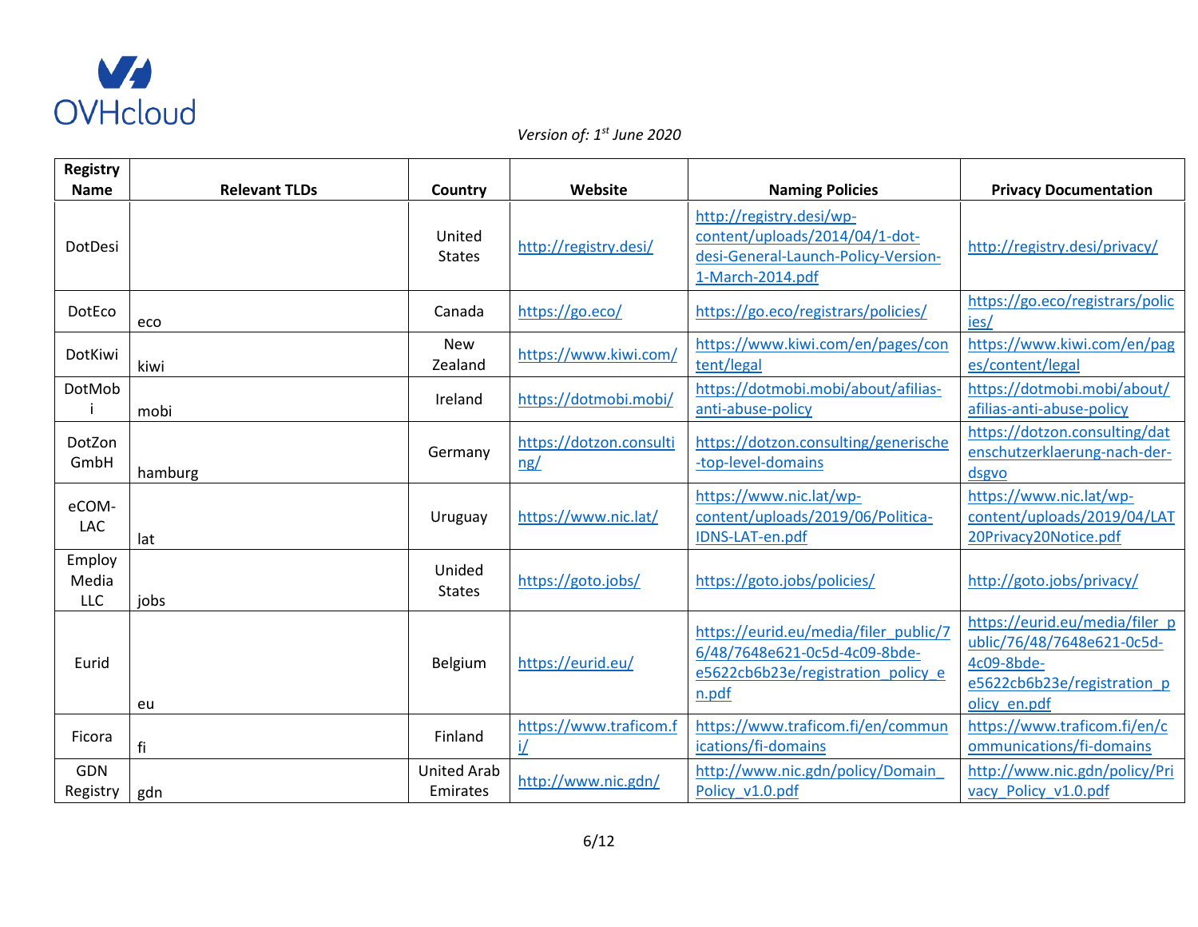OVHcloud

*Version of: 1st June 2020*

| Registry Name | Relevant TLDs | Country | Website | Naming Policies | Privacy Documentation |
|---|---|---|---|---|---|
| DotDesi | | United States | http://registry.desi/ | http://registry.desi/wp-content/uploads/2014/04/1-dot-desi-General-Launch-Policy-Version-1-March-2014.pdf | http://registry.desi/privacy/ |
| DotEco | eco | Canada | https://go.eco/ | https://go.eco/registrars/policies/ | https://go.eco/registrars/policies/ |
| DotKiwi | kiwi | New Zealand | https://www.kiwi.com/ | https://www.kiwi.com/en/pages/content/legal | https://www.kiwi.com/en/pages/content/legal |
| DotMobi | mobi | Ireland | https://dotmobi.mobi/ | https://dotmobi.mobi/about/afilias-anti-abuse-policy | https://dotmobi.mobi/about/afilias-anti-abuse-policy |
| DotZon GmbH | hamburg | Germany | https://dotzon.consulting/ | https://dotzon.consulting/generische-top-level-domains | https://dotzon.consulting/datenschutzerklaerung-nach-der-dsgvo |
| eCOM-LAC | lat | Uruguay | https://www.nic.lat/ | https://www.nic.lat/wp-content/uploads/2019/06/Politica-IDNS-LAT-en.pdf | https://www.nic.lat/wp-content/uploads/2019/04/LAT20Privacy20Notice.pdf |
| Employ Media LLC | jobs | Unided States | https://goto.jobs/ | https://goto.jobs/policies/ | http://goto.jobs/privacy/ |
| Eurid | eu | Belgium | https://eurid.eu/ | https://eurid.eu/media/filer_public/76/48/7648e621-0c5d-4c09-8bde-e5622cb6b23e/registration_policy_en.pdf | https://eurid.eu/media/filer_public/76/48/7648e621-0c5d-4c09-8bde-e5622cb6b23e/registration_policy_en.pdf |
| Ficora | fi | Finland | https://www.traficom.fi/ | https://www.traficom.fi/en/communications/fi-domains | https://www.traficom.fi/en/communications/fi-domains |
| GDN Registry | gdn | United Arab Emirates | http://www.nic.gdn/ | http://www.nic.gdn/policy/Domain_Policy_v1.0.pdf | http://www.nic.gdn/policy/Privacy_Policy_v1.0.pdf |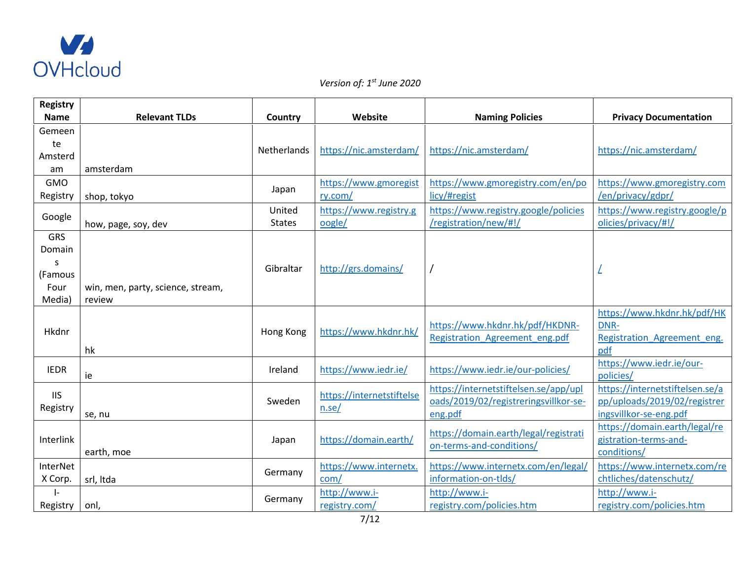*Version of: 1st June 2020*

| Registry Name | Relevant TLDs | Country | Website | Naming Policies | Privacy Documentation |
|---|---|---|---|---|---|
| Gemeente Amsterdam | amsterdam | Netherlands | https://nic.amsterdam/ | https://nic.amsterdam/ | https://nic.amsterdam/ |
| GMO Registry | shop, tokyo | Japan | https://www.gmoregistry.com/ | https://www.gmoregistry.com/en/policy/#regist | https://www.gmoregistry.com/en/privacy/gdpr/ |
| Google | how, page, soy, dev | United States | https://www.registry.google/ | https://www.registry.google/policies/registration/new/#!/ | https://www.registry.google/policies/privacy/#!/ |
| GRS Domains (Famous Four Media) | win, men, party, science, stream, review | Gibraltar | http://grs.domains/ | / | / |
| Hkdnr | hk | Hong Kong | https://www.hkdnr.hk/ | https://www.hkdnr.hk/pdf/HKDNR-Registration_Agreement_eng.pdf | https://www.hkdnr.hk/pdf/HKDNR-Registration_Agreement_eng.pdf |
| IEDR | ie | Ireland | https://www.iedr.ie/ | https://www.iedr.ie/our-policies/ | https://www.iedr.ie/our-policies/ |
| IIS Registry | se, nu | Sweden | https://internetstiftelsen.se/ | https://internetstiftelsen.se/app/uploads/2019/02/registreringsvillkor-se-eng.pdf | https://internetstiftelsen.se/app/uploads/2019/02/registreringsvillkor-se-eng.pdf |
| Interlink | earth, moe | Japan | https://domain.earth/ | https://domain.earth/legal/registration-terms-and-conditions/ | https://domain.earth/legal/registration-terms-and-conditions/ |
| InterNetX Corp. | srl, ltda | Germany | https://www.internetx.com/ | https://www.internetx.com/en/legal/information-on-tlds/ | https://www.internetx.com/rechtliches/datenschutz/ |
| I-Registry | onl, | Germany | http://www.i-registry.com/ | http://www.i-registry.com/policies.htm | http://www.i-registry.com/policies.htm |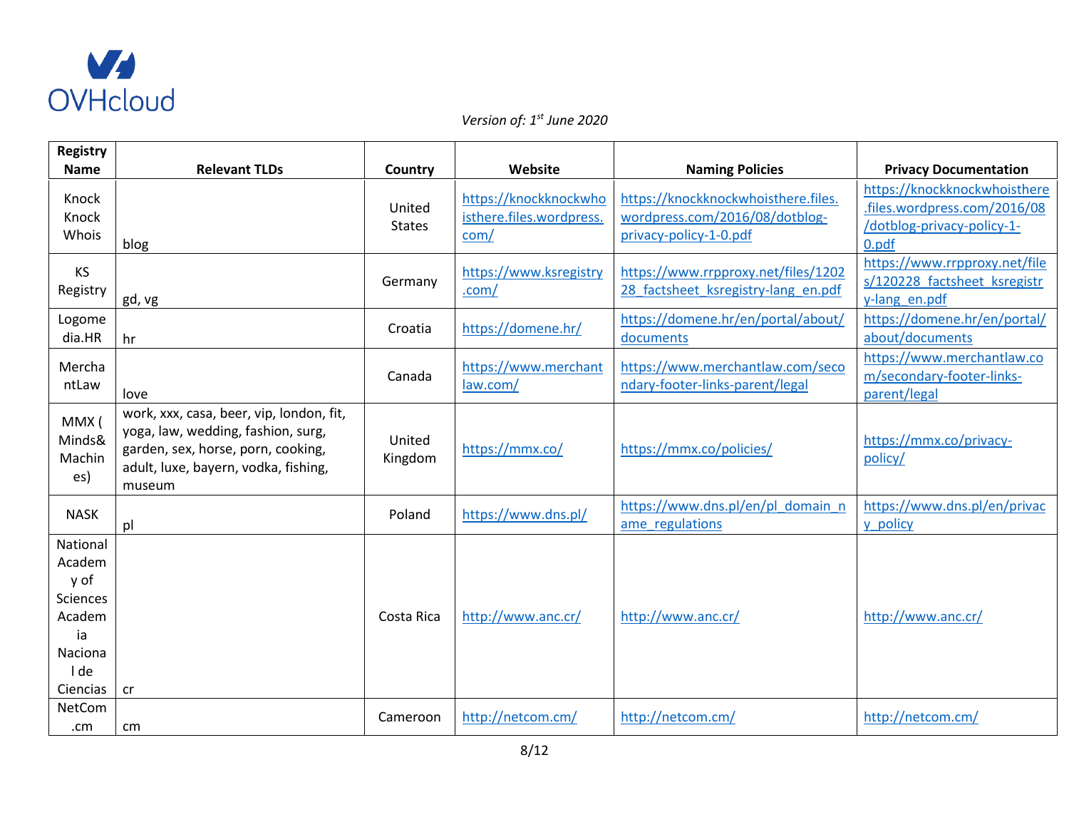*Version of: 1st June 2020*

| Registry Name | Relevant TLDs | Country | Website | Naming Policies | Privacy Documentation |
|---|---|---|---|---|---|
| Knock Knock Whois | blog | United States | https://knockknockwhoisthere.files.wordpress.com/ | https://knockknockwhoisthere.files.wordpress.com/2016/08/dotblog-privacy-policy-1-0.pdf | https://knockknockwhoisthere.files.wordpress.com/2016/08/dotblog-privacy-policy-1-0.pdf |
| KS Registry | gd, vg | Germany | https://www.ksregistry.com/ | https://www.rrpproxy.net/files/120228_factsheet_ksregistry-lang_en.pdf | https://www.rrpproxy.net/files/120228_factsheet_ksregistry-lang_en.pdf |
| Logomedia.HR | hr | Croatia | https://domene.hr/ | https://domene.hr/en/portal/about/documents | https://domene.hr/en/portal/about/documents |
| MerchantLaw | love | Canada | https://www.merchantlaw.com/ | https://www.merchantlaw.com/secondary-footer-links-parent/legal | https://www.merchantlaw.com/secondary-footer-links-parent/legal |
| MMX ( Minds& Machines) | work, xxx, casa, beer, vip, london, fit, yoga, law, wedding, fashion, surg, garden, sex, horse, porn, cooking, adult, luxe, bayern, vodka, fishing, museum | United Kingdom | https://mmx.co/ | https://mmx.co/policies/ | https://mmx.co/privacy-policy/ |
| NASK | pl | Poland | https://www.dns.pl/ | https://www.dns.pl/en/pl_domain_name_regulations | https://www.dns.pl/en/privacy_policy |
| National Academy of Sciences Academia Nacional de Ciencias | cr | Costa Rica | http://www.anc.cr/ | http://www.anc.cr/ | http://www.anc.cr/ |
| NetCom.cm | cm | Cameroon | http://netcom.cm/ | http://netcom.cm/ | http://netcom.cm/ |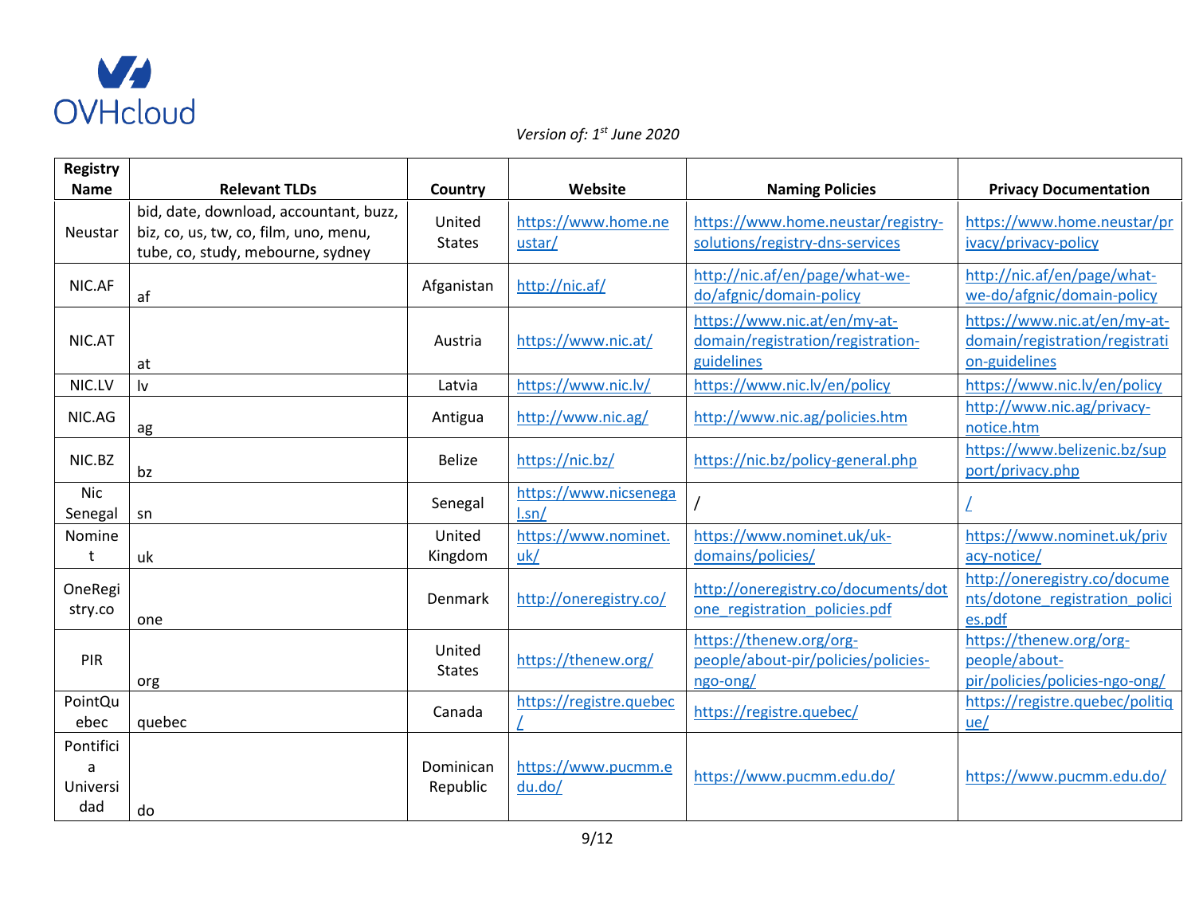*Version of: 1st June 2020*

| Registry Name | Relevant TLDs | Country | Website | Naming Policies | Privacy Documentation |
|---|---|---|---|---|---|
| Neustar | bid, date, download, accountant, buzz, biz, co, us, tw, co, film, uno, menu, tube, co, study, mebourne, sydney | United States | https://www.home.neustar/ | https://www.home.neustar/registry-solutions/registry-dns-services | https://www.home.neustar/privacy/privacy-policy |
| NIC.AF | af | Afganistan | http://nic.af/ | http://nic.af/en/page/what-we-do/afgnic/domain-policy | http://nic.af/en/page/what-we-do/afgnic/domain-policy |
| NIC.AT | at | Austria | https://www.nic.at/ | https://www.nic.at/en/my-at-domain/registration/registration-guidelines | https://www.nic.at/en/my-at-domain/registration/registration-guidelines |
| NIC.LV | lv | Latvia | https://www.nic.lv/ | https://www.nic.lv/en/policy | https://www.nic.lv/en/policy |
| NIC.AG | ag | Antigua | http://www.nic.ag/ | http://www.nic.ag/policies.htm | http://www.nic.ag/privacy-notice.htm |
| NIC.BZ | bz | Belize | https://nic.bz/ | https://nic.bz/policy-general.php | https://www.belizenic.bz/support/privacy.php |
| Nic Senegal | sn | Senegal | https://www.nicsenegal.sn/ | / | / |
| Nominet | uk | United Kingdom | https://www.nominet.uk/ | https://www.nominet.uk/uk-domains/policies/ | https://www.nominet.uk/privacy-notice/ |
| OneRegistry.co | one | Denmark | http://oneregistry.co/ | http://oneregistry.co/documents/dotone_registration_policies.pdf | http://oneregistry.co/documents/dotone_registration_policies.pdf |
| PIR | org | United States | https://thenew.org/ | https://thenew.org/org-people/about-pir/policies/policies-ngo-ong/ | https://thenew.org/org-people/about-pir/policies/policies-ngo-ong/ |
| PointQuebec | quebec | Canada | https://registre.quebec/ | https://registre.quebec/ | https://registre.quebec/politique/ |
| Pontificia Universidad | do | Dominican Republic | https://www.pucmm.edu.do/ | https://www.pucmm.edu.do/ | https://www.pucmm.edu.do/ |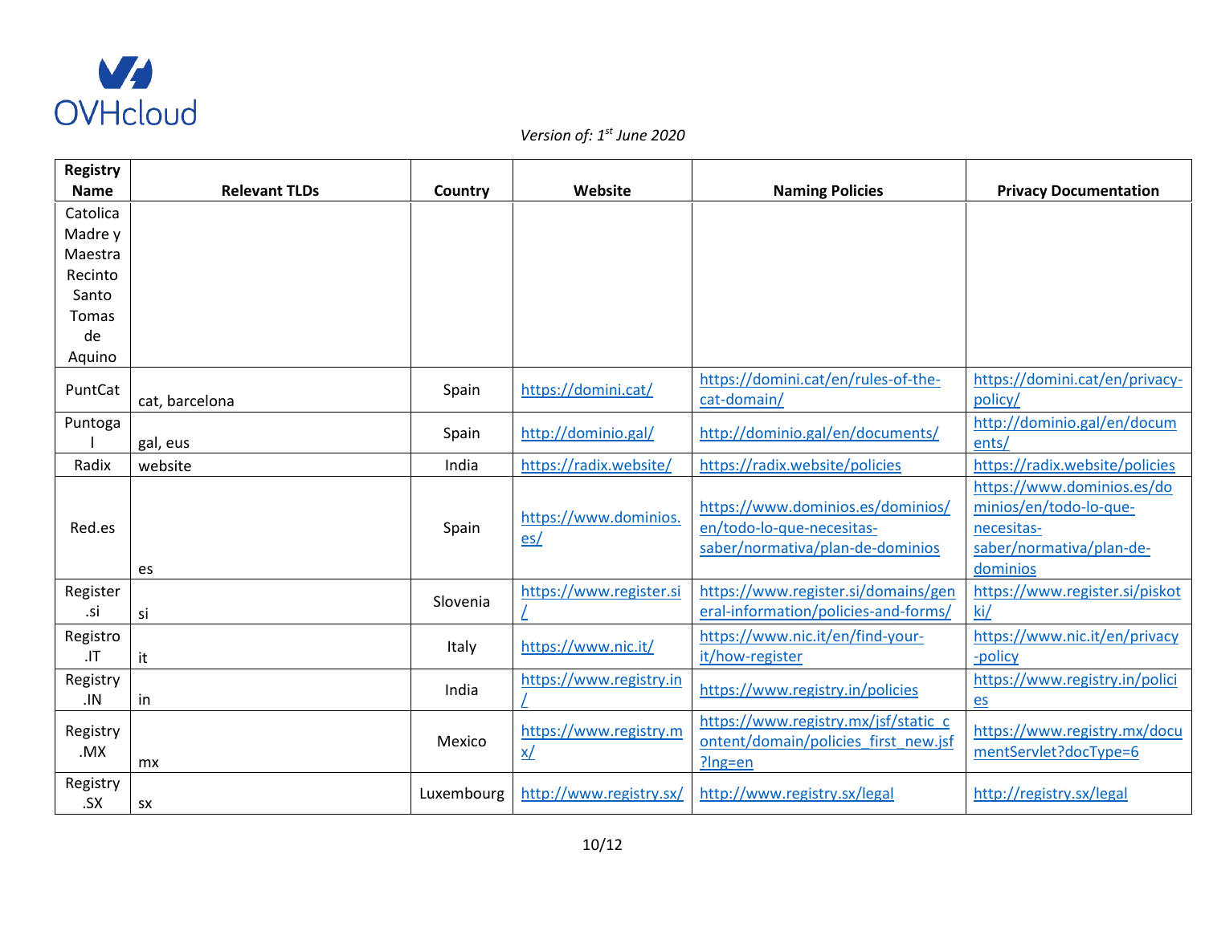OVHcloud

*Version of: 1st June 2020*

| Registry Name | Relevant TLDs | Country | Website | Naming Policies | Privacy Documentation |
|---|---|---|---|---|---|
| Catolica Madre y Maestra Recinto Santo Tomas de Aquino | | | | | |
| PuntCat | cat, barcelona | Spain | https://domini.cat/ | https://domini.cat/en/rules-of-the-cat-domain/ | https://domini.cat/en/privacy-policy/ |
| Puntogal | gal, eus | Spain | http://dominio.gal/ | http://dominio.gal/en/documents/ | http://dominio.gal/en/documents/ |
| Radix | website | India | https://radix.website/ | https://radix.website/policies | https://radix.website/policies |
| Red.es | es | Spain | https://www.dominios.es/ | https://www.dominios.es/dominios/en/todo-lo-que-necesitas-saber/normativa/plan-de-dominios | https://www.dominios.es/dominios/en/todo-lo-que-necesitas-saber/normativa/plan-de-dominios |
| Register.si | si | Slovenia | https://www.register.si/ | https://www.register.si/domains/general-information/policies-and-forms/ | https://www.register.si/piskotki/ |
| Registro.IT | it | Italy | https://www.nic.it/ | https://www.nic.it/en/find-your-it/how-register | https://www.nic.it/en/privacy-policy |
| Registry.IN | in | India | https://www.registry.in/ | https://www.registry.in/policies | https://www.registry.in/policies |
| Registry.MX | mx | Mexico | https://www.registry.mx/ | https://www.registry.mx/jsf/static_content/domain/policies_first_new.jsf?lng=en | https://www.registry.mx/documentServlet?docType=6 |
| Registry.SX | sx | Luxembourg | http://www.registry.sx/ | http://www.registry.sx/legal | http://registry.sx/legal |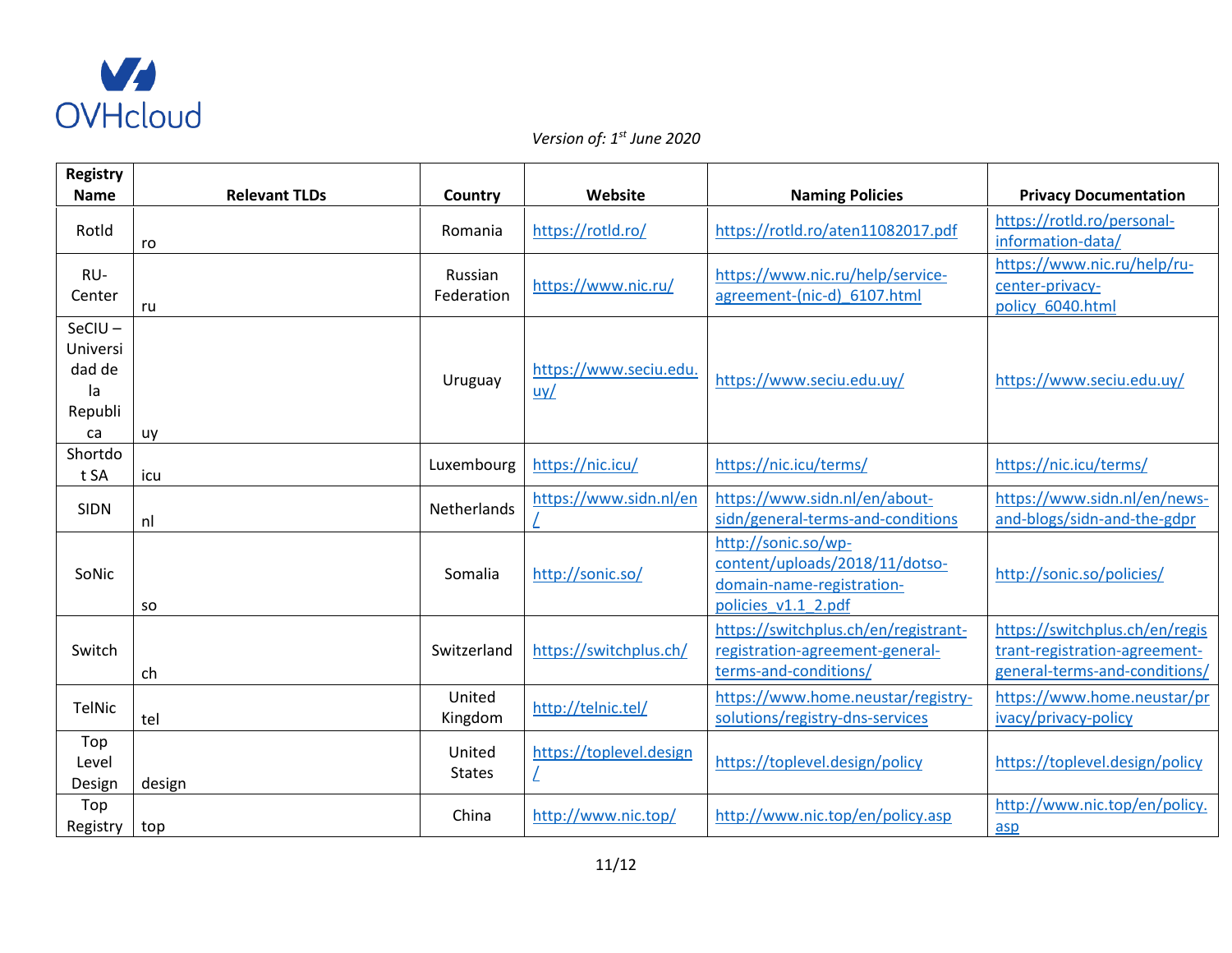*Version of: 1st June 2020*

| Registry Name | Relevant TLDs | Country | Website | Naming Policies | Privacy Documentation |
|---|---|---|---|---|---|
| Rotld | ro | Romania | https://rotld.ro/ | https://rotld.ro/aten11082017.pdf | https://rotld.ro/personal-information-data/ |
| RU-Center | ru | Russian Federation | https://www.nic.ru/ | https://www.nic.ru/help/service-agreement-(nic-d)_6107.html | https://www.nic.ru/help/ru-center-privacy-policy_6040.html |
| SeCIU – Universidad de la Republica | uy | Uruguay | https://www.seciu.edu.uy/ | https://www.seciu.edu.uy/ | https://www.seciu.edu.uy/ |
| Shortdot SA | icu | Luxembourg | https://nic.icu/ | https://nic.icu/terms/ | https://nic.icu/terms/ |
| SIDN | nl | Netherlands | https://www.sidn.nl/en/ | https://www.sidn.nl/en/about-sidn/general-terms-and-conditions | https://www.sidn.nl/en/news-and-blogs/sidn-and-the-gdpr |
| SoNic | so | Somalia | http://sonic.so/ | http://sonic.so/wp-content/uploads/2018/11/dotso-domain-name-registration-policies_v1.1_2.pdf | http://sonic.so/policies/ |
| Switch | ch | Switzerland | https://switchplus.ch/ | https://switchplus.ch/en/registrant-registration-agreement-general-terms-and-conditions/ | https://switchplus.ch/en/registrant-registration-agreement-general-terms-and-conditions/ |
| TelNic | tel | United Kingdom | http://telnic.tel/ | https://www.home.neustar/registry-solutions/registry-dns-services | https://www.home.neustar/privacy/privacy-policy |
| Top Level Design | design | United States | https://toplevel.design/ | https://toplevel.design/policy | https://toplevel.design/policy |
| Top Registry | top | China | http://www.nic.top/ | http://www.nic.top/en/policy.asp | http://www.nic.top/en/policy.asp |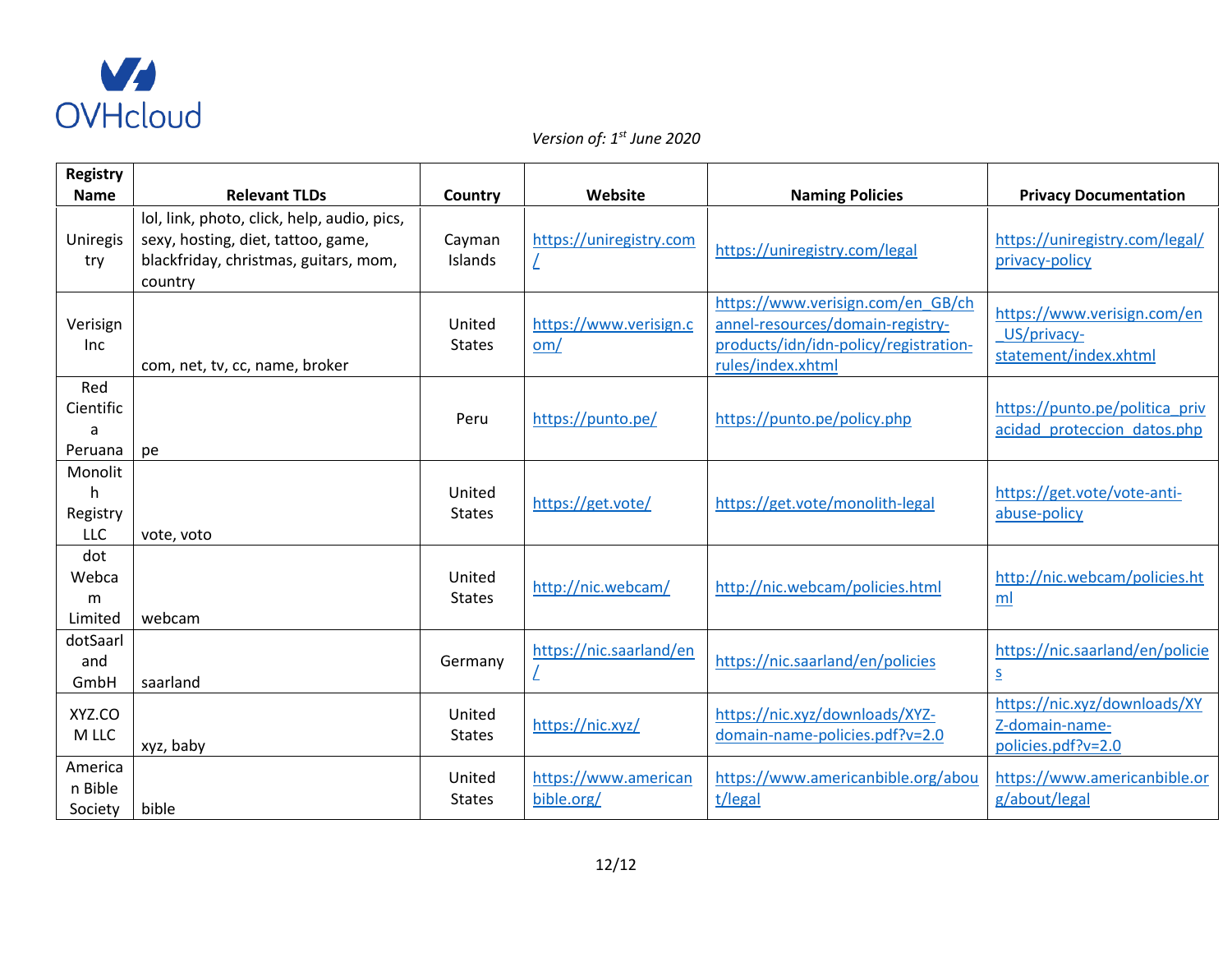OVHcloud

*Version of: 1st June 2020*

| Registry Name | Relevant TLDs | Country | Website | Naming Policies | Privacy Documentation |
|---|---|---|---|---|---|
| Uniregistry | lol, link, photo, click, help, audio, pics, sexy, hosting, diet, tattoo, game, blackfriday, christmas, guitars, mom, country | Cayman Islands | https://uniregistry.com/ | https://uniregistry.com/legal | https://uniregistry.com/legal/privacy-policy |
| Verisign Inc | com, net, tv, cc, name, broker | United States | https://www.verisign.com/ | https://www.verisign.com/en_GB/channel-resources/domain-registry-products/idn/idn-policy/registration-rules/index.xhtml | https://www.verisign.com/en_US/privacy-statement/index.xhtml |
| Red Cientifica Peruana | pe | Peru | https://punto.pe/ | https://punto.pe/policy.php | https://punto.pe/politica_privacidad_proteccion_datos.php |
| Monolith Registry LLC | vote, voto | United States | https://get.vote/ | https://get.vote/monolith-legal | https://get.vote/vote-anti-abuse-policy |
| dot Webcam Limited | webcam | United States | http://nic.webcam/ | http://nic.webcam/policies.html | http://nic.webcam/policies.html |
| dotSaarland GmbH | saarland | Germany | https://nic.saarland/en/ | https://nic.saarland/en/policies | https://nic.saarland/en/policies |
| XYZ.COM LLC | xyz, baby | United States | https://nic.xyz/ | https://nic.xyz/downloads/XYZ-domain-name-policies.pdf?v=2.0 | https://nic.xyz/downloads/XYZ-domain-name-policies.pdf?v=2.0 |
| American Bible Society | bible | United States | https://www.americanbible.org/ | https://www.americanbible.org/about/legal | https://www.americanbible.org/about/legal |